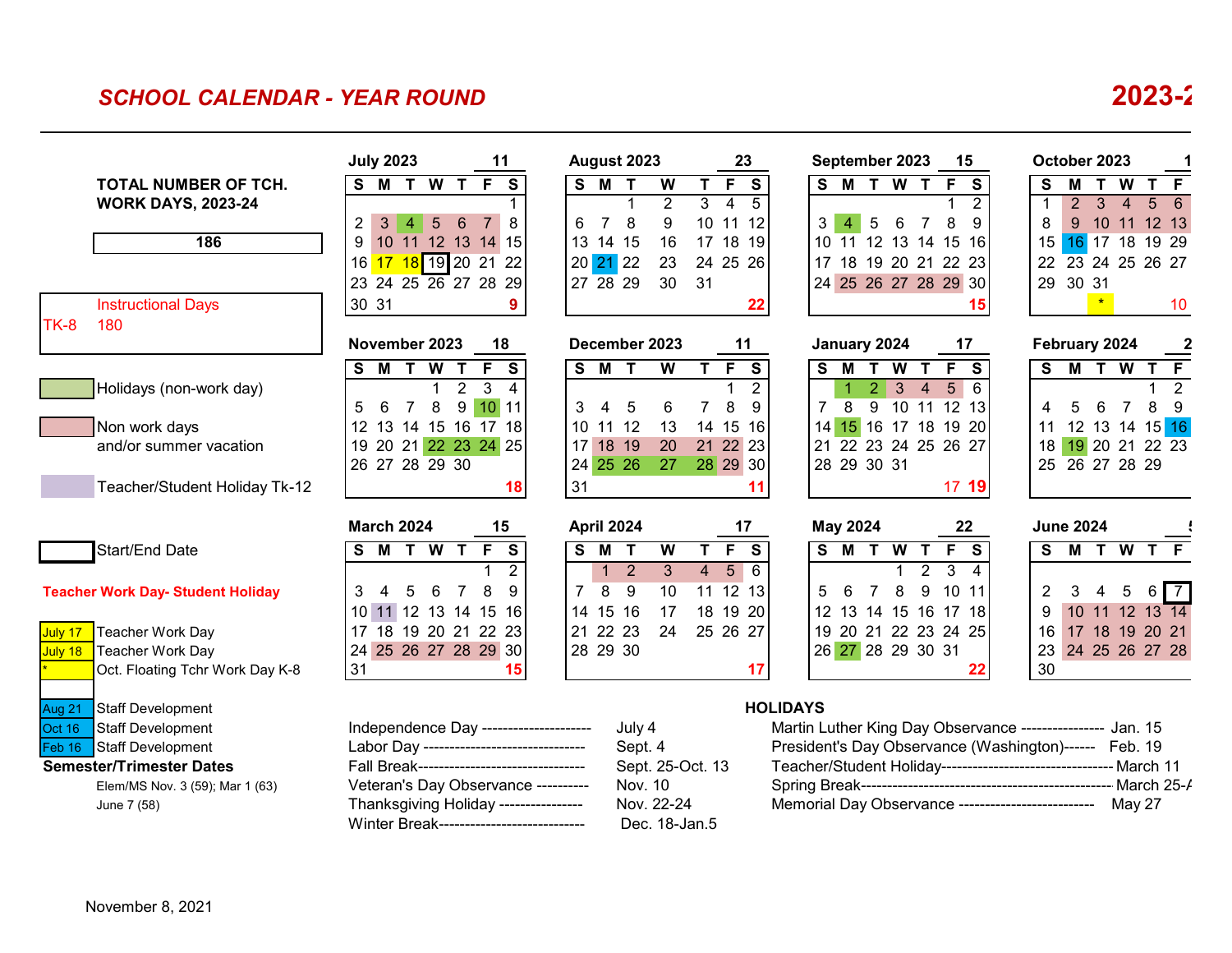# SCHOOL CALENDAR - YEAR ROUND

**2023-2**

**TOTAL NUMBER OF TCH. WORK DAYS, 2023-24**

**186**

Instructional Days
TK-8 180

Holidays (non-work day)

Non work days and/or summer vacation

Teacher/Student Holiday Tk-12

Start/End Date

**Teacher Work Day- Student Holiday**

| | |
|---|---|
| July 17 | Teacher Work Day |
| July 18 | Teacher Work Day |
| * | Oct. Floating Tchr Work Day K-8 |
| Aug 21 | Staff Development |
| Oct 16 | Staff Development |
| Feb 16 | Staff Development |

**Semester/Trimester Dates**

Elem/MS Nov. 3 (59); Mar 1 (63)
June 7 (58)

### July 2023 — 11

| S | M | T | W | T | F | S |
|---|---|---|---|---|---|---|
| | | | | | | 1 |
| 2 | 3 | 4 | 5 | 6 | 7 | 8 |
| 9 | 10 | 11 | 12 | 13 | 14 | 15 |
| 16 | 17 | 18 | 19 | 20 | 21 | 22 |
| 23 | 24 | 25 | 26 | 27 | 28 | 29 |
| 30 | 31 | | | | | 9 |

### August 2023 — 23

| S | M | T | W | T | F | S |
|---|---|---|---|---|---|---|
| | | 1 | 2 | 3 | 4 | 5 |
| 6 | 7 | 8 | 9 | 10 | 11 | 12 |
| 13 | 14 | 15 | 16 | 17 | 18 | 19 |
| 20 | 21 | 22 | 23 | 24 | 25 | 26 |
| 27 | 28 | 29 | 30 | 31 | | |
| | | | | | | 22 |

### September 2023 — 15

| S | M | T | W | T | F | S |
|---|---|---|---|---|---|---|
| | | | | | 1 | 2 |
| 3 | 4 | 5 | 6 | 7 | 8 | 9 |
| 10 | 11 | 12 | 13 | 14 | 15 | 16 |
| 17 | 18 | 19 | 20 | 21 | 22 | 23 |
| 24 | 25 | 26 | 27 | 28 | 29 | 30 |
| | | | | | | 15 |

### October 2023 — 1

| S | M | T | W | T | F |
|---|---|---|---|---|---|
| 1 | 2 | 3 | 4 | 5 | 6 |
| 8 | 9 | 10 | 11 | 12 | 13 |
| 15 | 16 | 17 | 18 | 19 | 29 |
| 22 | 23 | 24 | 25 | 26 | 27 |
| 29 | 30 | 31 | | | |
| | | * | | | 10 |

### November 2023 — 18

| S | M | T | W | T | F | S |
|---|---|---|---|---|---|---|
| | | | 1 | 2 | 3 | 4 |
| 5 | 6 | 7 | 8 | 9 | 10 | 11 |
| 12 | 13 | 14 | 15 | 16 | 17 | 18 |
| 19 | 20 | 21 | 22 | 23 | 24 | 25 |
| 26 | 27 | 28 | 29 | 30 | | |
| | | | | | | 18 |

### December 2023 — 11

| S | M | T | W | T | F | S |
|---|---|---|---|---|---|---|
| | | | | | 1 | 2 |
| 3 | 4 | 5 | 6 | 7 | 8 | 9 |
| 10 | 11 | 12 | 13 | 14 | 15 | 16 |
| 17 | 18 | 19 | 20 | 21 | 22 | 23 |
| 24 | 25 | 26 | 27 | 28 | 29 | 30 |
| 31 | | | | | | 11 |

### January 2024 — 17

| S | M | T | W | T | F | S |
|---|---|---|---|---|---|---|
| | 1 | 2 | 3 | 4 | 5 | 6 |
| 7 | 8 | 9 | 10 | 11 | 12 | 13 |
| 14 | 15 | 16 | 17 | 18 | 19 | 20 |
| 21 | 22 | 23 | 24 | 25 | 26 | 27 |
| 28 | 29 | 30 | 31 | | | |
| | | | | | 17 | 19 |

### February 2024 — 2

| S | M | T | W | T | F |
|---|---|---|---|---|---|
| | | | | 1 | 2 |
| 4 | 5 | 6 | 7 | 8 | 9 |
| 11 | 12 | 13 | 14 | 15 | 16 |
| 18 | 19 | 20 | 21 | 22 | 23 |
| 25 | 26 | 27 | 28 | 29 | |

### March 2024 — 15

| S | M | T | W | T | F | S |
|---|---|---|---|---|---|---|
| | | | | | 1 | 2 |
| 3 | 4 | 5 | 6 | 7 | 8 | 9 |
| 10 | 11 | 12 | 13 | 14 | 15 | 16 |
| 17 | 18 | 19 | 20 | 21 | 22 | 23 |
| 24 | 25 | 26 | 27 | 28 | 29 | 30 |
| 31 | | | | | | 15 |

### April 2024 — 17

| S | M | T | W | T | F | S |
|---|---|---|---|---|---|---|
| | 1 | 2 | 3 | 4 | 5 | 6 |
| 7 | 8 | 9 | 10 | 11 | 12 | 13 |
| 14 | 15 | 16 | 17 | 18 | 19 | 20 |
| 21 | 22 | 23 | 24 | 25 | 26 | 27 |
| 28 | 29 | 30 | | | | |
| | | | | | | 17 |

### May 2024 — 22

| S | M | T | W | T | F | S |
|---|---|---|---|---|---|---|
| | | | 1 | 2 | 3 | 4 |
| 5 | 6 | 7 | 8 | 9 | 10 | 11 |
| 12 | 13 | 14 | 15 | 16 | 17 | 18 |
| 19 | 20 | 21 | 22 | 23 | 24 | 25 |
| 26 | 27 | 28 | 29 | 30 | 31 | |
| | | | | | | 22 |

### June 2024 — 5

| S | M | T | W | T | F |
|---|---|---|---|---|---|
| 2 | 3 | 4 | 5 | 6 | 7 |
| 9 | 10 | 11 | 12 | 13 | 14 |
| 16 | 17 | 18 | 19 | 20 | 21 |
| 23 | 24 | 25 | 26 | 27 | 28 |
| 30 | | | | | |

## HOLIDAYS

| Holiday | Date |
|---|---|
| Independence Day | July 4 |
| Labor Day | Sept. 4 |
| Fall Break | Sept. 25-Oct. 13 |
| Veteran's Day Observance | Nov. 10 |
| Thanksgiving Holiday | Nov. 22-24 |
| Winter Break | Dec. 18-Jan.5 |
| Martin Luther King Day Observance | Jan. 15 |
| President's Day Observance (Washington) | Feb. 19 |
| Teacher/Student Holiday | March 11 |
| Spring Break | March 25-A |
| Memorial Day Observance | May 27 |

November 8, 2021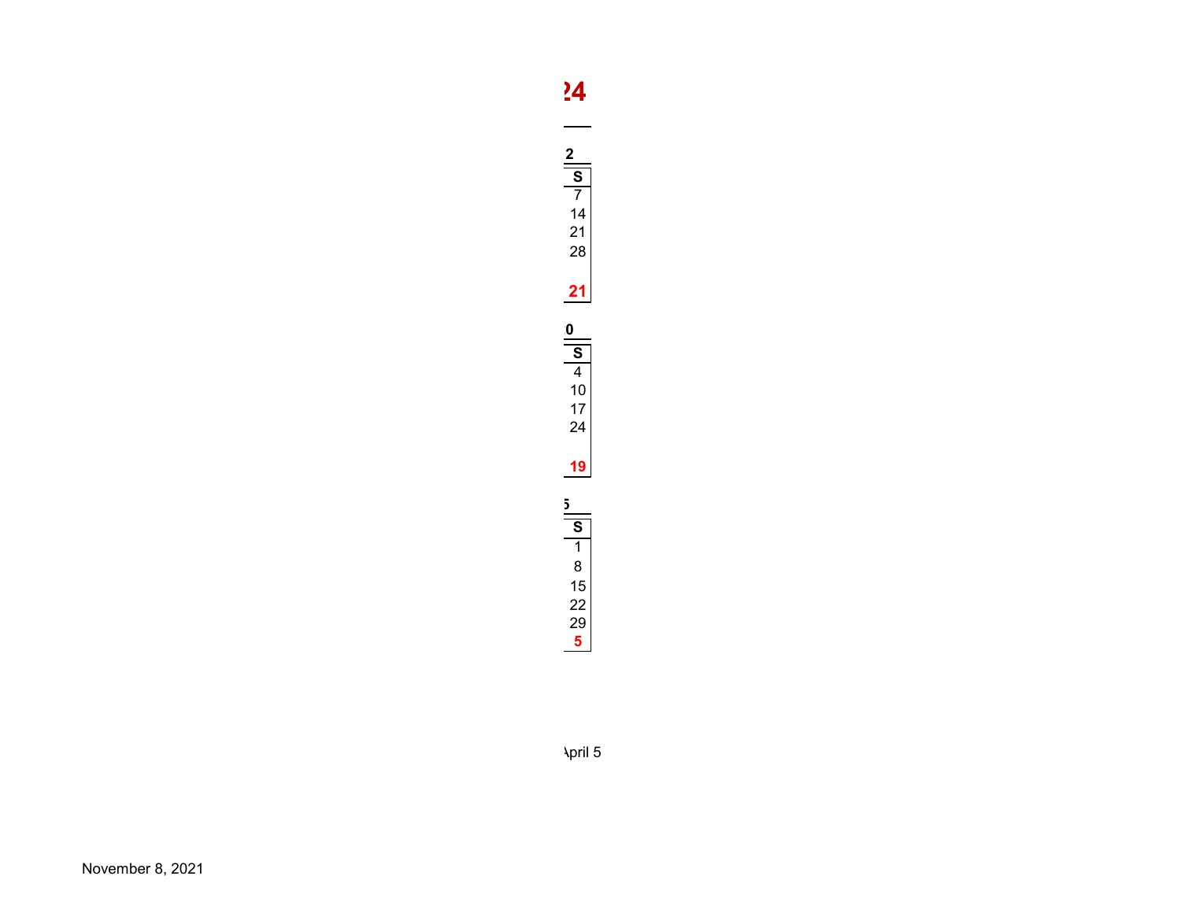**24**

**2**

| S |
|---|
| 7 |
| 14 |
| 21 |
| 28 |
| **21** |

**0**

| S |
|---|
| 4 |
| 10 |
| 17 |
| 24 |
| **19** |

**5**

| S |
|---|
| 1 |
| 8 |
| 15 |
| 22 |
| 29 |
| **5** |

April 5

November 8, 2021